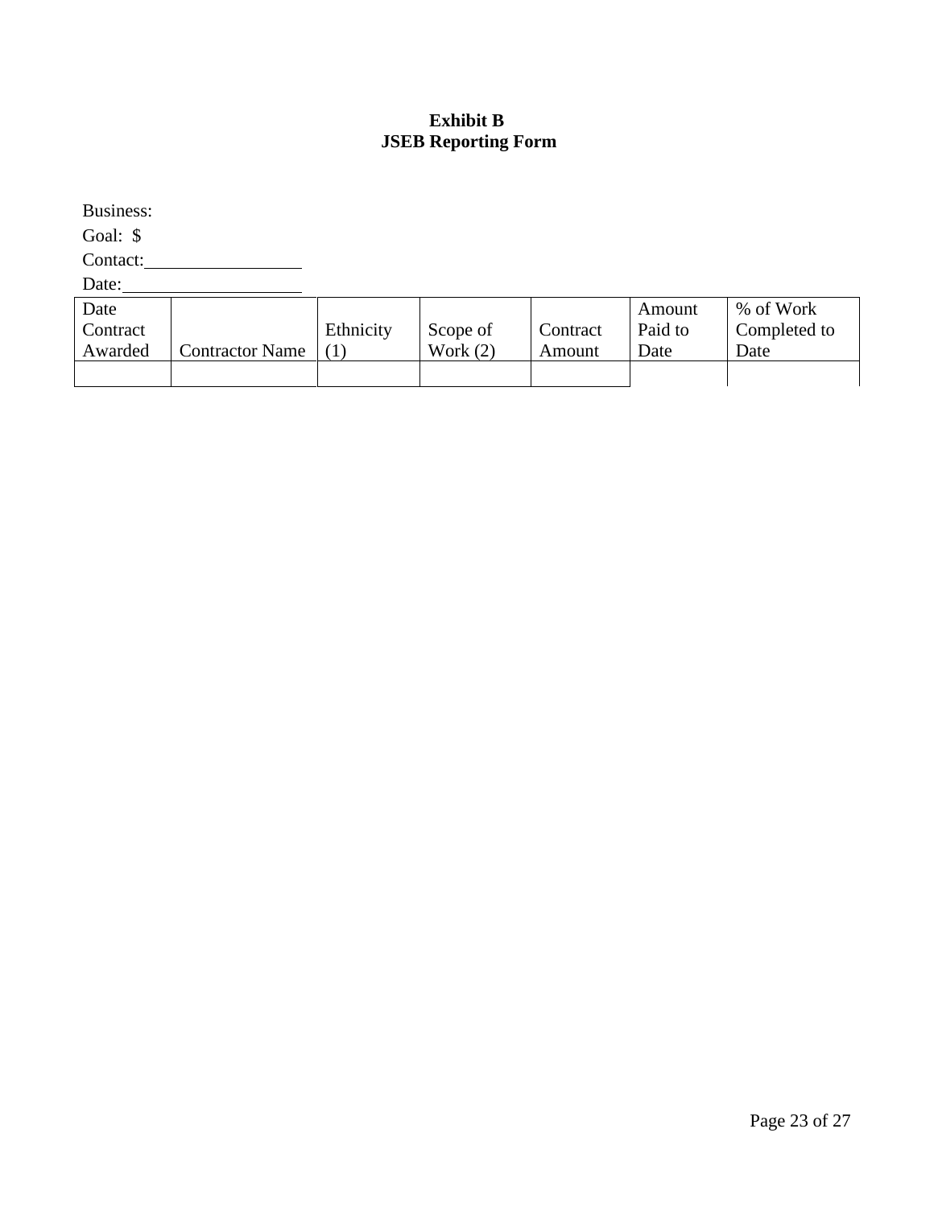**Exhibit B**
**JSEB Reporting Form**

Business:

Goal: $

Contact:__________________

Date:____________________

| Date Contract Awarded | Contractor Name | Ethnicity (1) | Scope of Work (2) | Contract Amount | Amount Paid to Date | % of Work Completed to Date |
|---|---|---|---|---|---|---|
| | | | | | | |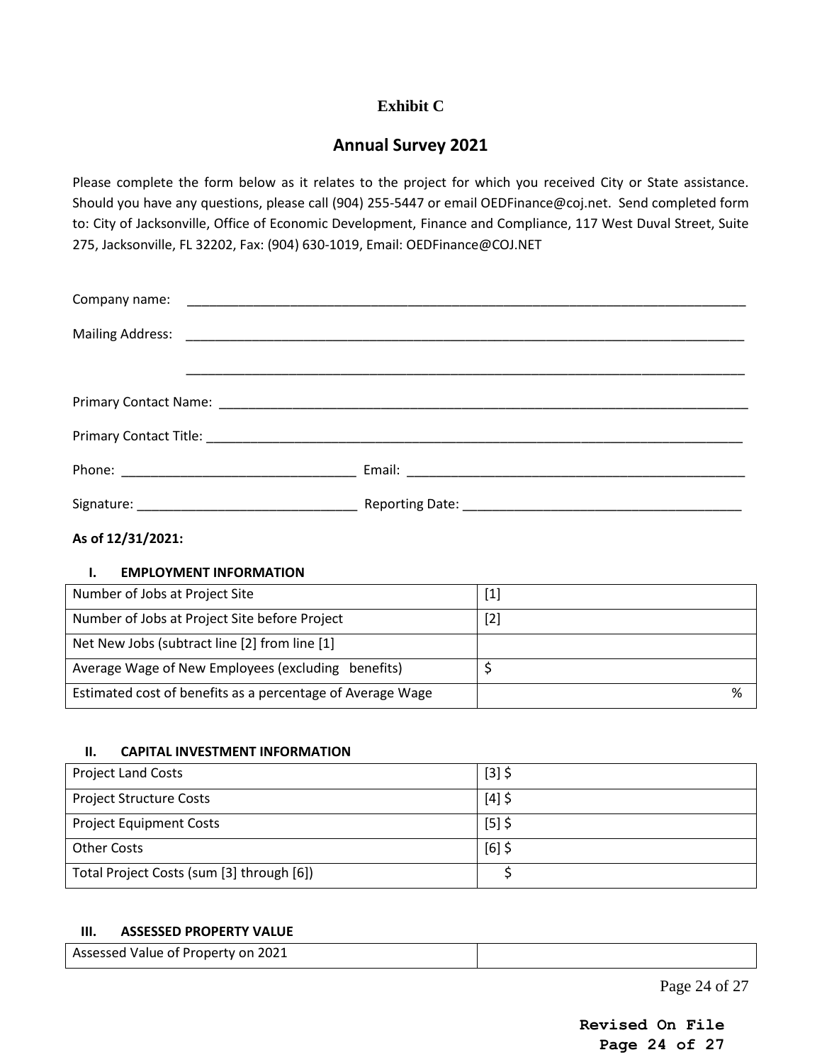**Exhibit C**

## Annual Survey 2021

Please complete the form below as it relates to the project for which you received City or State assistance. Should you have any questions, please call (904) 255-5447 or email OEDFinance@coj.net. Send completed form to: City of Jacksonville, Office of Economic Development, Finance and Compliance, 117 West Duval Street, Suite 275, Jacksonville, FL 32202, Fax: (904) 630-1019, Email: OEDFinance@COJ.NET

Company name: ______________________________________________________________________________

Mailing Address: ______________________________________________________________________________

______________________________________________________________________________

Primary Contact Name: ______________________________________________________________________________

Primary Contact Title: ______________________________________________________________________________

Phone: ________________________________ Email: ______________________________________________

Signature: ______________________________ Reporting Date: ______________________________________

**As of 12/31/2021:**

**I. EMPLOYMENT INFORMATION**

| | |
|---|---|
| Number of Jobs at Project Site | [1] |
| Number of Jobs at Project Site before Project | [2] |
| Net New Jobs (subtract line [2] from line [1] | |
| Average Wage of New Employees (excluding benefits) | $ |
| Estimated cost of benefits as a percentage of Average Wage | % |

**II. CAPITAL INVESTMENT INFORMATION**

| | |
|---|---|
| Project Land Costs | [3] $ |
| Project Structure Costs | [4] $ |
| Project Equipment Costs | [5] $ |
| Other Costs | [6] $ |
| Total Project Costs (sum [3] through [6]) | $ |

**III. ASSESSED PROPERTY VALUE**

| | |
|---|---|
| Assessed Value of Property on 2021 | |

**Revised On File**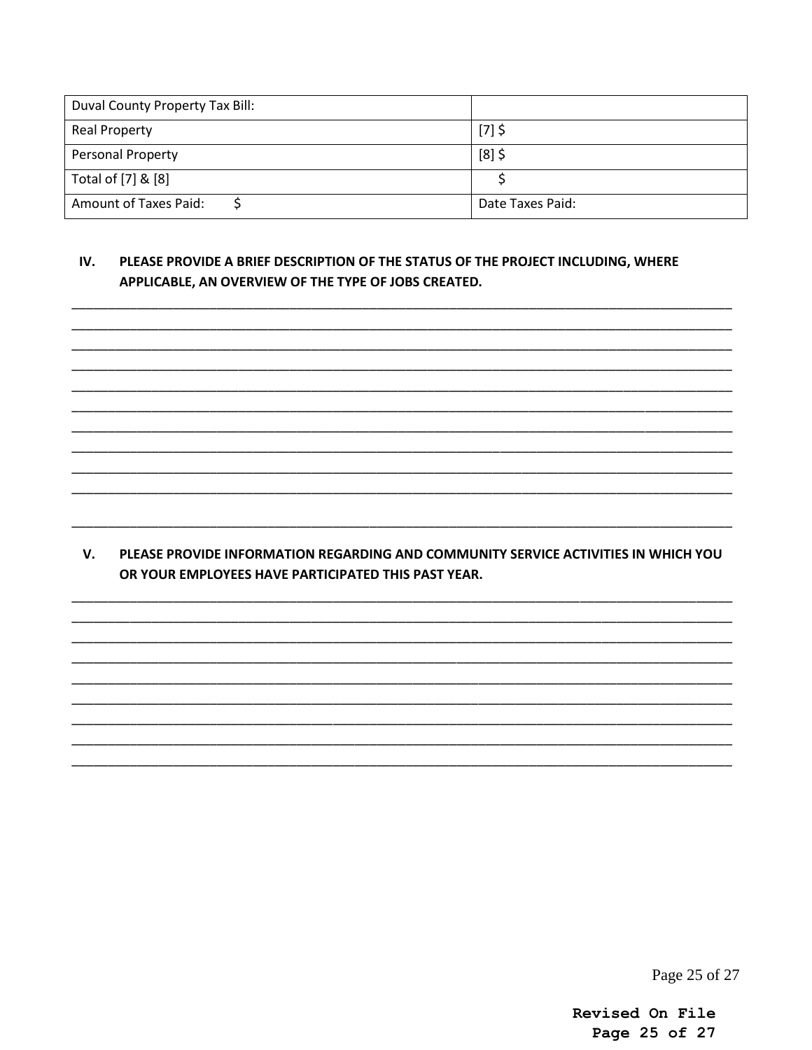| Duval County Property Tax Bill: | |
| --- | --- |
| Real Property | [7] $ |
| Personal Property | [8] $ |
| Total of [7] & [8] | $ |
| Amount of Taxes Paid: $ | Date Taxes Paid: |

**IV. PLEASE PROVIDE A BRIEF DESCRIPTION OF THE STATUS OF THE PROJECT INCLUDING, WHERE APPLICABLE, AN OVERVIEW OF THE TYPE OF JOBS CREATED.**

______________________________________________________________________________________
______________________________________________________________________________________
______________________________________________________________________________________
______________________________________________________________________________________
______________________________________________________________________________________
______________________________________________________________________________________
______________________________________________________________________________________
______________________________________________________________________________________
______________________________________________________________________________________
______________________________________________________________________________________

______________________________________________________________________________________

**V. PLEASE PROVIDE INFORMATION REGARDING AND COMMUNITY SERVICE ACTIVITIES IN WHICH YOU OR YOUR EMPLOYEES HAVE PARTICIPATED THIS PAST YEAR.**

______________________________________________________________________________________
______________________________________________________________________________________
______________________________________________________________________________________
______________________________________________________________________________________
______________________________________________________________________________________
______________________________________________________________________________________
______________________________________________________________________________________
______________________________________________________________________________________
______________________________________________________________________________________

**Revised On File**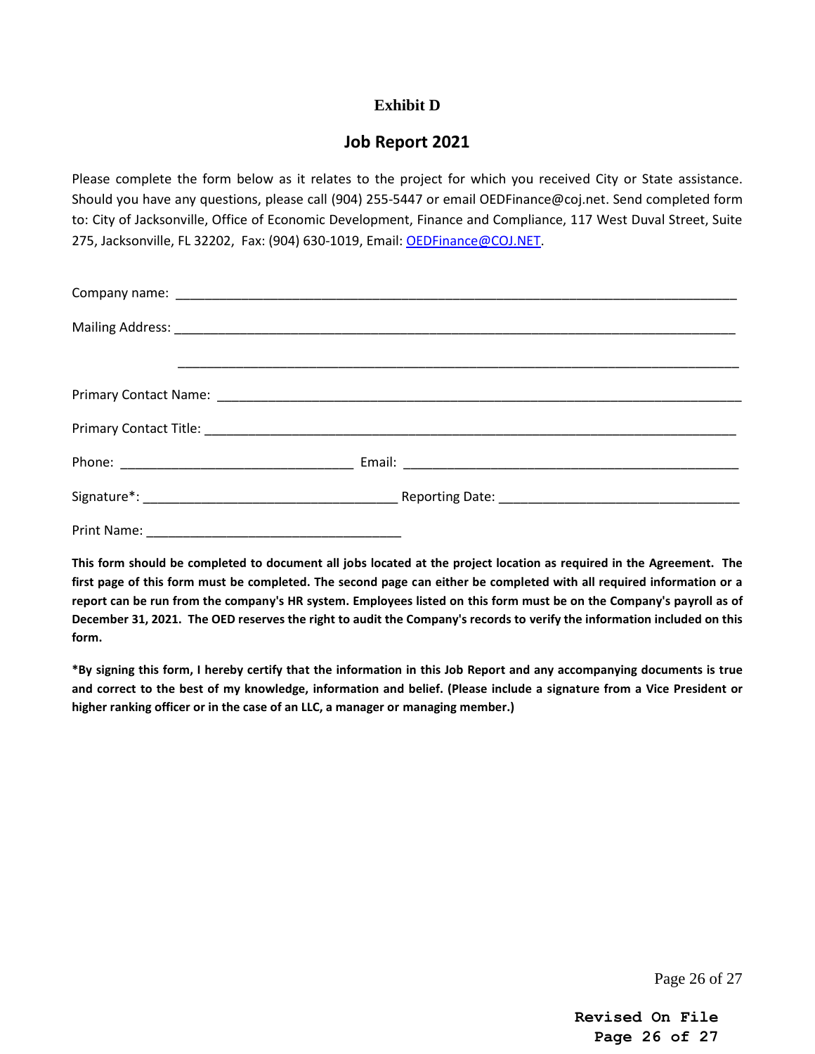**Exhibit D**

## Job Report 2021

Please complete the form below as it relates to the project for which you received City or State assistance. Should you have any questions, please call (904) 255-5447 or email OEDFinance@coj.net. Send completed form to: City of Jacksonville, Office of Economic Development, Finance and Compliance, 117 West Duval Street, Suite 275, Jacksonville, FL 32202, Fax: (904) 630-1019, Email: OEDFinance@COJ.NET.

Company name: ______________________________________________________________________________

Mailing Address: ____________________________________________________________________________

______________________________________________________________________________

Primary Contact Name: _______________________________________________________________________

Primary Contact Title: ________________________________________________________________________

Phone: ________________________________ Email: _______________________________________________

Signature*: __________________________________ Reporting Date: _________________________________

Print Name: __________________________________

**This form should be completed to document all jobs located at the project location as required in the Agreement. The first page of this form must be completed. The second page can either be completed with all required information or a report can be run from the company's HR system. Employees listed on this form must be on the Company's payroll as of December 31, 2021. The OED reserves the right to audit the Company's records to verify the information included on this form.**

**\*By signing this form, I hereby certify that the information in this Job Report and any accompanying documents is true and correct to the best of my knowledge, information and belief. (Please include a signature from a Vice President or higher ranking officer or in the case of an LLC, a manager or managing member.)**

**Revised On File**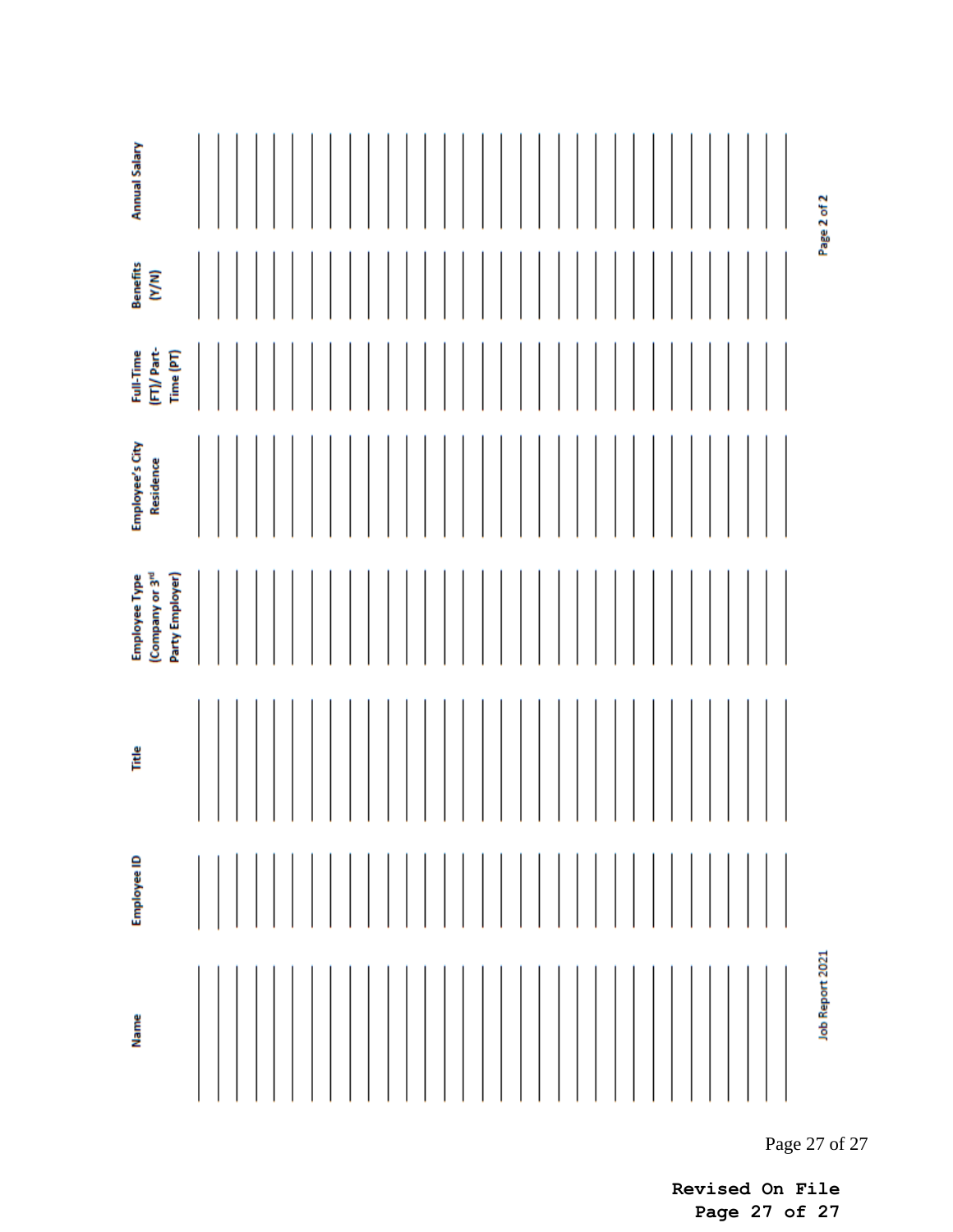| Name | Employee ID | Title | Employee Type (Company or 3rd Party Employer) | Employee's City Residence | Full-Time (FT)/ Part-Time (PT) | Benefits (Y/N) | Annual Salary |
|---|---|---|---|---|---|---|---|
| | | | | | | | |
| | | | | | | | |
| | | | | | | | |
| | | | | | | | |
| | | | | | | | |
| | | | | | | | |
| | | | | | | | |
| | | | | | | | |
| | | | | | | | |
| | | | | | | | |
| | | | | | | | |
| | | | | | | | |
| | | | | | | | |
| | | | | | | | |
| | | | | | | | |
| | | | | | | | |
| | | | | | | | |
| | | | | | | | |
| | | | | | | | |
| | | | | | | | |
| | | | | | | | |
| | | | | | | | |
| | | | | | | | |
| | | | | | | | |
| | | | | | | | |
| | | | | | | | |
| | | | | | | | |
| | | | | | | | |
| | | | | | | | |
| | | | | | | | |
| | | | | | | | |

Job Report 2021

Page 2 of 2

**Revised On File**